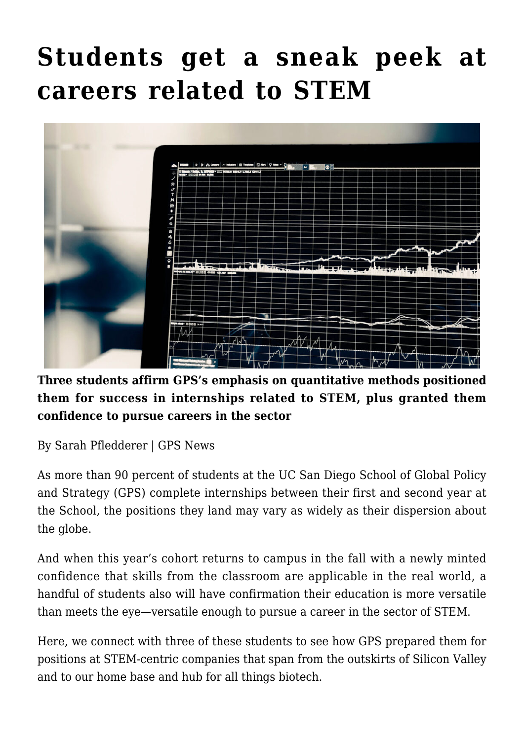# Students get a sneak peek at careers related to STEM

**Three students affirm GPS's emphasis on quantitative methods positioned them for success in internships related to STEM, plus granted them confidence to pursue careers in the sector**

By Sarah Pfledderer | GPS News

As more than 90 percent of students at the UC San Diego School of Global Policy and Strategy (GPS) complete internships between their first and second year at the School, the positions they land may vary as widely as their dispersion about the globe.

And when this year's cohort returns to campus in the fall with a newly minted confidence that skills from the classroom are applicable in the real world, a handful of students also will have confirmation their education is more versatile than meets the eye—versatile enough to pursue a career in the sector of STEM.

Here, we connect with three of these students to see how GPS prepared them for positions at STEM-centric companies that span from the outskirts of Silicon Valley and to our home base and hub for all things biotech.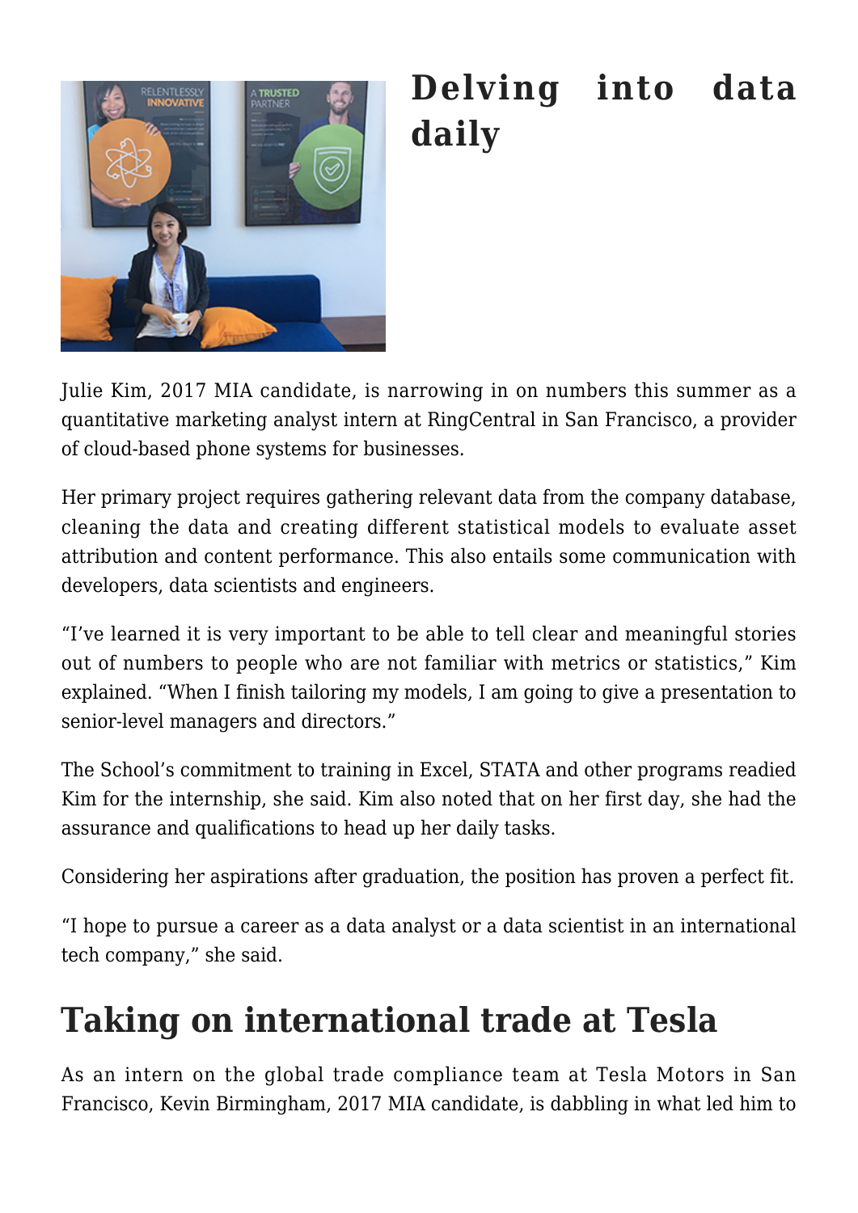## Delving into data daily

Julie Kim, 2017 MIA candidate, is narrowing in on numbers this summer as a quantitative marketing analyst intern at RingCentral in San Francisco, a provider of cloud-based phone systems for businesses.

Her primary project requires gathering relevant data from the company database, cleaning the data and creating different statistical models to evaluate asset attribution and content performance. This also entails some communication with developers, data scientists and engineers.

"I've learned it is very important to be able to tell clear and meaningful stories out of numbers to people who are not familiar with metrics or statistics," Kim explained. "When I finish tailoring my models, I am going to give a presentation to senior-level managers and directors."

The School's commitment to training in Excel, STATA and other programs readied Kim for the internship, she said. Kim also noted that on her first day, she had the assurance and qualifications to head up her daily tasks.

Considering her aspirations after graduation, the position has proven a perfect fit.

"I hope to pursue a career as a data analyst or a data scientist in an international tech company," she said.

## Taking on international trade at Tesla

As an intern on the global trade compliance team at Tesla Motors in San Francisco, Kevin Birmingham, 2017 MIA candidate, is dabbling in what led him to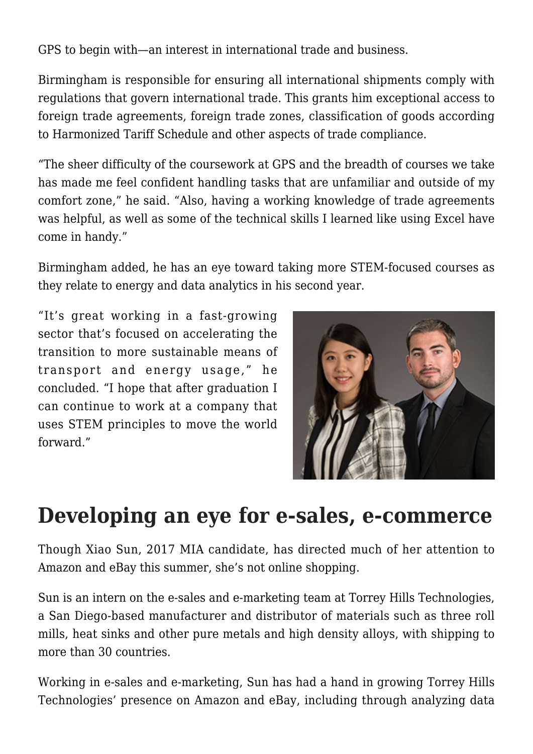GPS to begin with—an interest in international trade and business.

Birmingham is responsible for ensuring all international shipments comply with regulations that govern international trade. This grants him exceptional access to foreign trade agreements, foreign trade zones, classification of goods according to Harmonized Tariff Schedule and other aspects of trade compliance.

"The sheer difficulty of the coursework at GPS and the breadth of courses we take has made me feel confident handling tasks that are unfamiliar and outside of my comfort zone," he said. "Also, having a working knowledge of trade agreements was helpful, as well as some of the technical skills I learned like using Excel have come in handy."

Birmingham added, he has an eye toward taking more STEM-focused courses as they relate to energy and data analytics in his second year.

"It's great working in a fast-growing sector that's focused on accelerating the transition to more sustainable means of transport and energy usage," he concluded. "I hope that after graduation I can continue to work at a company that uses STEM principles to move the world forward."

## Developing an eye for e-sales, e-commerce

Though Xiao Sun, 2017 MIA candidate, has directed much of her attention to Amazon and eBay this summer, she's not online shopping.

Sun is an intern on the e-sales and e-marketing team at Torrey Hills Technologies, a San Diego-based manufacturer and distributor of materials such as three roll mills, heat sinks and other pure metals and high density alloys, with shipping to more than 30 countries.

Working in e-sales and e-marketing, Sun has had a hand in growing Torrey Hills Technologies' presence on Amazon and eBay, including through analyzing data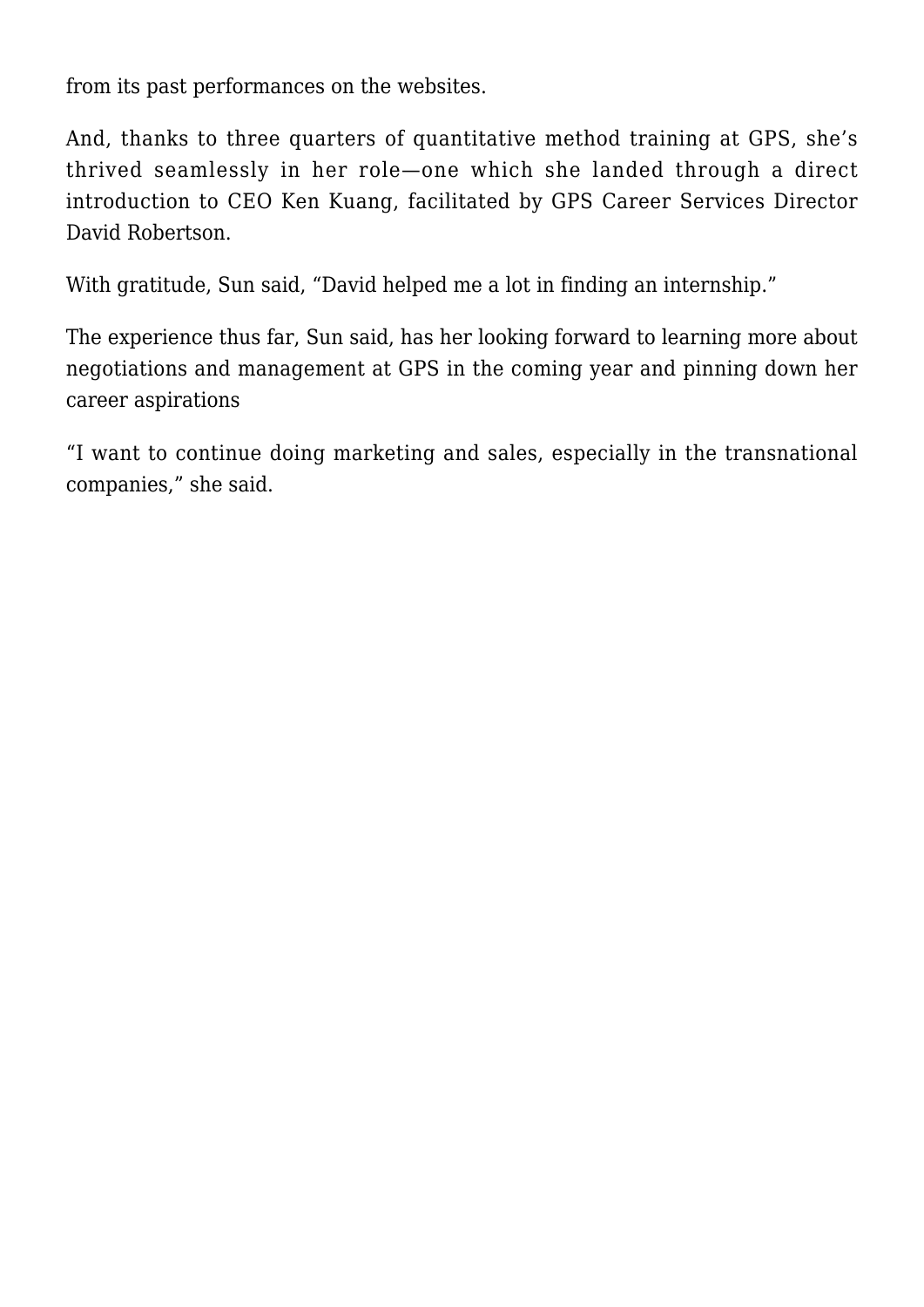from its past performances on the websites.

And, thanks to three quarters of quantitative method training at GPS, she's thrived seamlessly in her role—one which she landed through a direct introduction to CEO Ken Kuang, facilitated by GPS Career Services Director David Robertson.

With gratitude, Sun said, "David helped me a lot in finding an internship."

The experience thus far, Sun said, has her looking forward to learning more about negotiations and management at GPS in the coming year and pinning down her career aspirations

"I want to continue doing marketing and sales, especially in the transnational companies," she said.